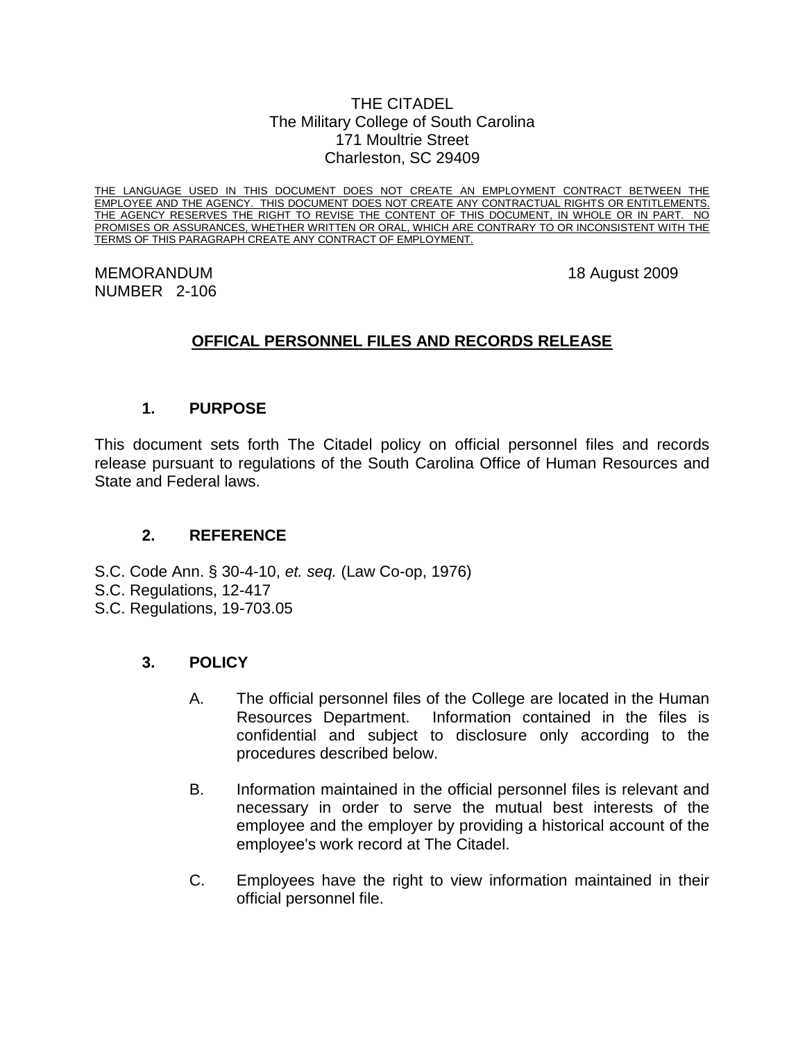THE CITADEL
The Military College of South Carolina
171 Moultrie Street
Charleston, SC 29409

THE LANGUAGE USED IN THIS DOCUMENT DOES NOT CREATE AN EMPLOYMENT CONTRACT BETWEEN THE EMPLOYEE AND THE AGENCY. THIS DOCUMENT DOES NOT CREATE ANY CONTRACTUAL RIGHTS OR ENTITLEMENTS. THE AGENCY RESERVES THE RIGHT TO REVISE THE CONTENT OF THIS DOCUMENT, IN WHOLE OR IN PART. NO PROMISES OR ASSURANCES, WHETHER WRITTEN OR ORAL, WHICH ARE CONTRARY TO OR INCONSISTENT WITH THE TERMS OF THIS PARAGRAPH CREATE ANY CONTRACT OF EMPLOYMENT.

MEMORANDUM 18 August 2009
NUMBER 2-106

# OFFICAL PERSONNEL FILES AND RECORDS RELEASE

## 1. PURPOSE

This document sets forth The Citadel policy on official personnel files and records release pursuant to regulations of the South Carolina Office of Human Resources and State and Federal laws.

## 2. REFERENCE

S.C. Code Ann. § 30-4-10, *et. seq.* (Law Co-op, 1976)
S.C. Regulations, 12-417
S.C. Regulations, 19-703.05

## 3. POLICY

A. The official personnel files of the College are located in the Human Resources Department. Information contained in the files is confidential and subject to disclosure only according to the procedures described below.

B. Information maintained in the official personnel files is relevant and necessary in order to serve the mutual best interests of the employee and the employer by providing a historical account of the employee's work record at The Citadel.

C. Employees have the right to view information maintained in their official personnel file.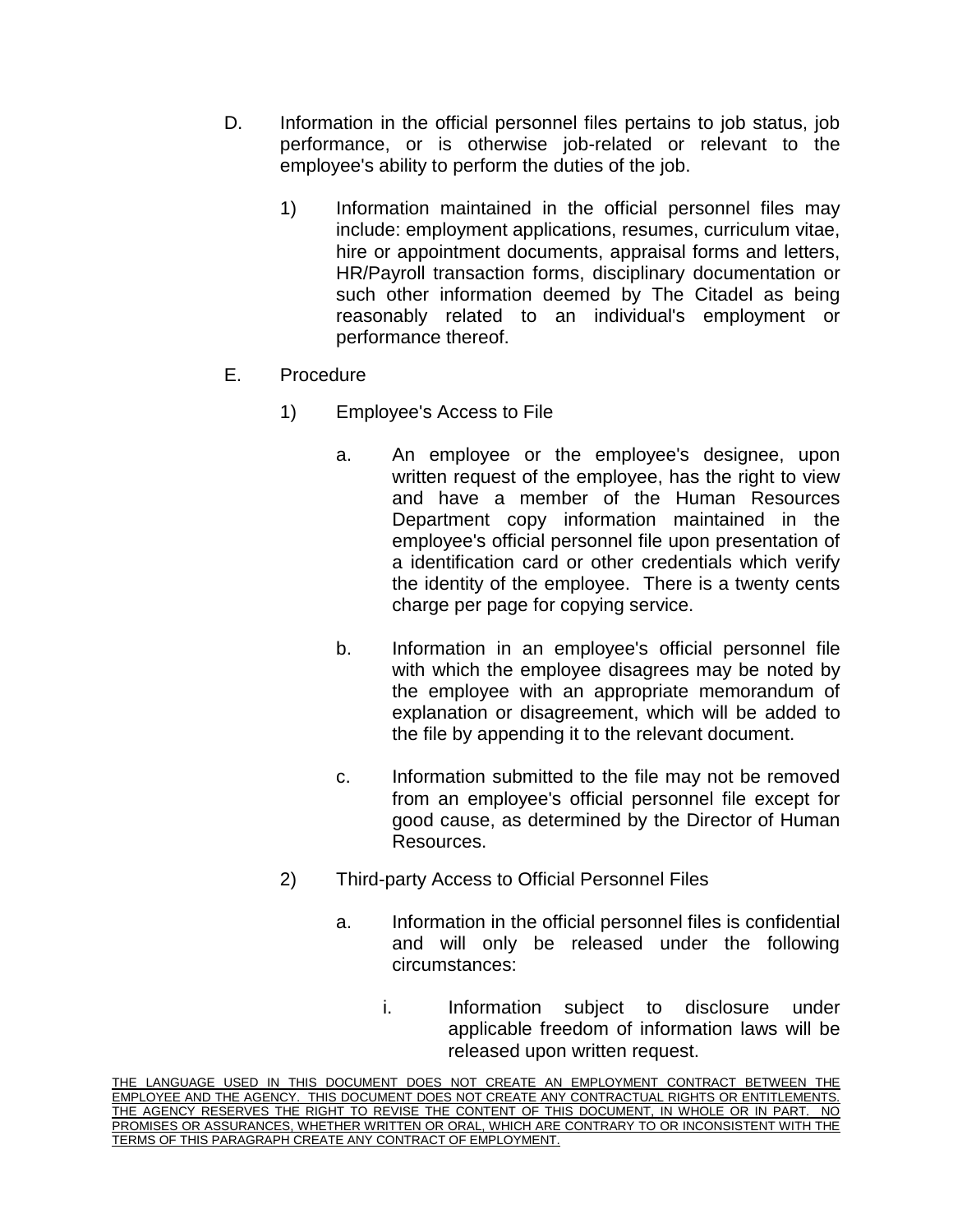D. Information in the official personnel files pertains to job status, job performance, or is otherwise job-related or relevant to the employee's ability to perform the duties of the job.

   1) Information maintained in the official personnel files may include: employment applications, resumes, curriculum vitae, hire or appointment documents, appraisal forms and letters, HR/Payroll transaction forms, disciplinary documentation or such other information deemed by The Citadel as being reasonably related to an individual's employment or performance thereof.

E. Procedure

   1) Employee's Access to File

      a. An employee or the employee's designee, upon written request of the employee, has the right to view and have a member of the Human Resources Department copy information maintained in the employee's official personnel file upon presentation of a identification card or other credentials which verify the identity of the employee. There is a twenty cents charge per page for copying service.

      b. Information in an employee's official personnel file with which the employee disagrees may be noted by the employee with an appropriate memorandum of explanation or disagreement, which will be added to the file by appending it to the relevant document.

      c. Information submitted to the file may not be removed from an employee's official personnel file except for good cause, as determined by the Director of Human Resources.

   2) Third-party Access to Official Personnel Files

      a. Information in the official personnel files is confidential and will only be released under the following circumstances:

         i. Information subject to disclosure under applicable freedom of information laws will be released upon written request.

THE LANGUAGE USED IN THIS DOCUMENT DOES NOT CREATE AN EMPLOYMENT CONTRACT BETWEEN THE EMPLOYEE AND THE AGENCY. THIS DOCUMENT DOES NOT CREATE ANY CONTRACTUAL RIGHTS OR ENTITLEMENTS. THE AGENCY RESERVES THE RIGHT TO REVISE THE CONTENT OF THIS DOCUMENT, IN WHOLE OR IN PART. NO PROMISES OR ASSURANCES, WHETHER WRITTEN OR ORAL, WHICH ARE CONTRARY TO OR INCONSISTENT WITH THE TERMS OF THIS PARAGRAPH CREATE ANY CONTRACT OF EMPLOYMENT.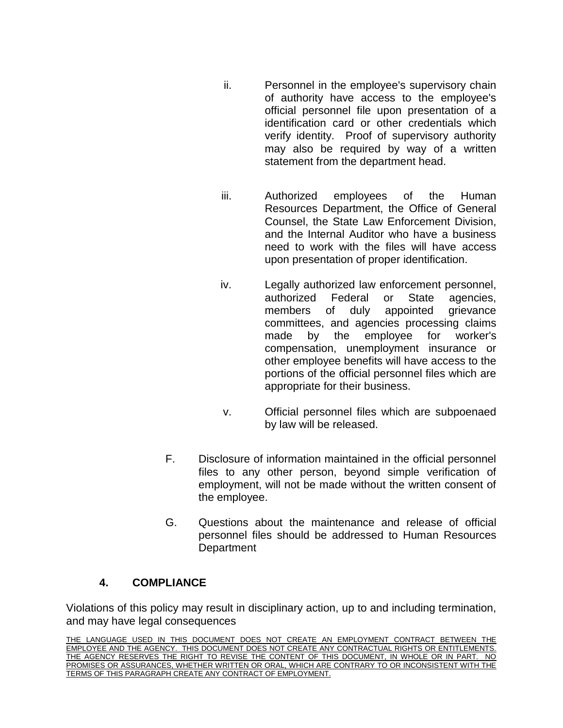ii. Personnel in the employee's supervisory chain of authority have access to the employee's official personnel file upon presentation of a identification card or other credentials which verify identity. Proof of supervisory authority may also be required by way of a written statement from the department head.

iii. Authorized employees of the Human Resources Department, the Office of General Counsel, the State Law Enforcement Division, and the Internal Auditor who have a business need to work with the files will have access upon presentation of proper identification.

iv. Legally authorized law enforcement personnel, authorized Federal or State agencies, members of duly appointed grievance committees, and agencies processing claims made by the employee for worker's compensation, unemployment insurance or other employee benefits will have access to the portions of the official personnel files which are appropriate for their business.

v. Official personnel files which are subpoenaed by law will be released.

F. Disclosure of information maintained in the official personnel files to any other person, beyond simple verification of employment, will not be made without the written consent of the employee.

G. Questions about the maintenance and release of official personnel files should be addressed to Human Resources Department

## 4. COMPLIANCE

Violations of this policy may result in disciplinary action, up to and including termination, and may have legal consequences

<u>THE LANGUAGE USED IN THIS DOCUMENT DOES NOT CREATE AN EMPLOYMENT CONTRACT BETWEEN THE EMPLOYEE AND THE AGENCY. THIS DOCUMENT DOES NOT CREATE ANY CONTRACTUAL RIGHTS OR ENTITLEMENTS. THE AGENCY RESERVES THE RIGHT TO REVISE THE CONTENT OF THIS DOCUMENT, IN WHOLE OR IN PART. NO PROMISES OR ASSURANCES, WHETHER WRITTEN OR ORAL, WHICH ARE CONTRARY TO OR INCONSISTENT WITH THE TERMS OF THIS PARAGRAPH CREATE ANY CONTRACT OF EMPLOYMENT.</u>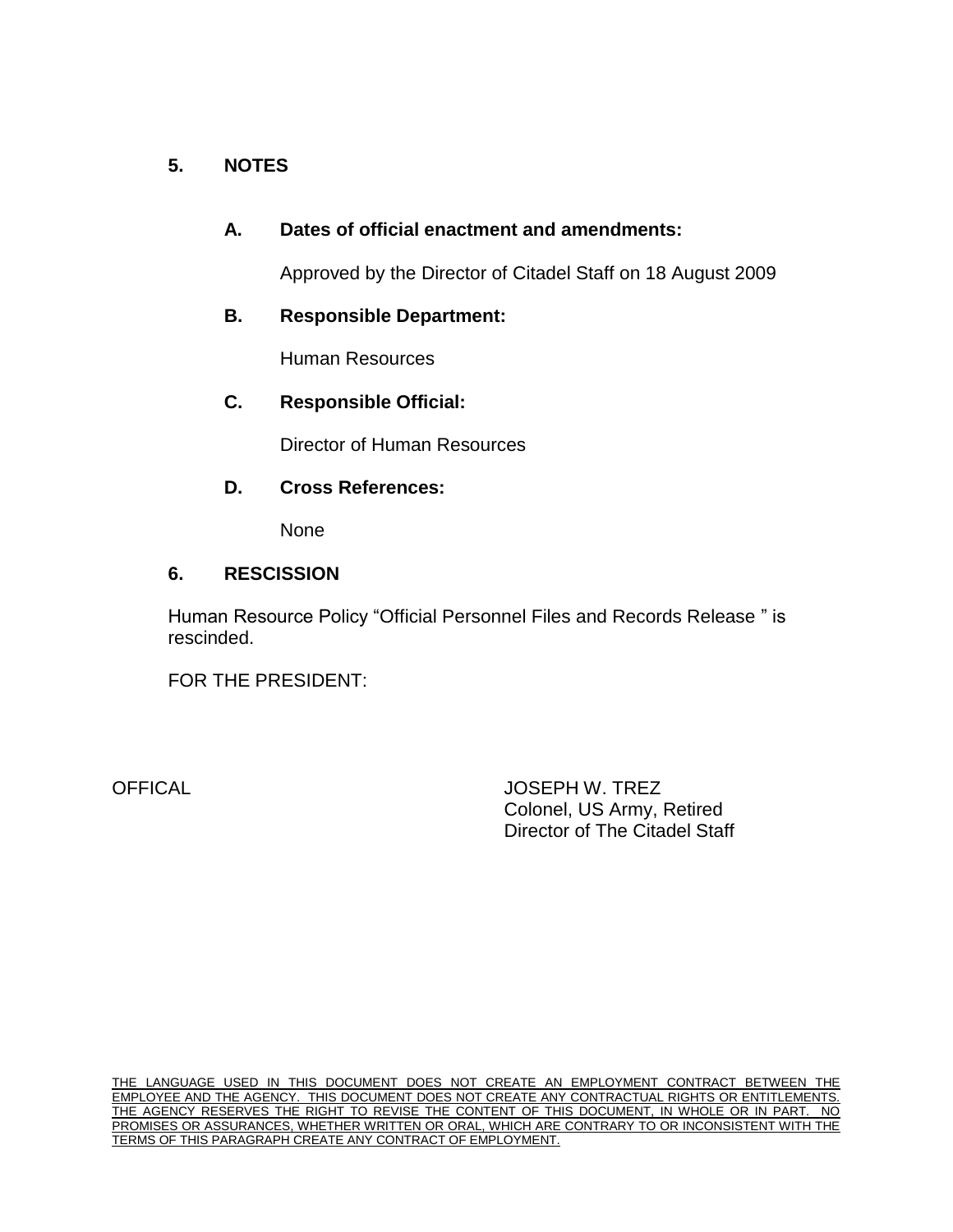## 5. NOTES

### A. Dates of official enactment and amendments:

Approved by the Director of Citadel Staff on 18 August 2009

### B. Responsible Department:

Human Resources

### C. Responsible Official:

Director of Human Resources

### D. Cross References:

None

## 6. RESCISSION

Human Resource Policy "Official Personnel Files and Records Release " is rescinded.

FOR THE PRESIDENT:

OFFICAL

JOSEPH W. TREZ
Colonel, US Army, Retired
Director of The Citadel Staff

THE LANGUAGE USED IN THIS DOCUMENT DOES NOT CREATE AN EMPLOYMENT CONTRACT BETWEEN THE EMPLOYEE AND THE AGENCY. THIS DOCUMENT DOES NOT CREATE ANY CONTRACTUAL RIGHTS OR ENTITLEMENTS. THE AGENCY RESERVES THE RIGHT TO REVISE THE CONTENT OF THIS DOCUMENT, IN WHOLE OR IN PART. NO PROMISES OR ASSURANCES, WHETHER WRITTEN OR ORAL, WHICH ARE CONTRARY TO OR INCONSISTENT WITH THE TERMS OF THIS PARAGRAPH CREATE ANY CONTRACT OF EMPLOYMENT.